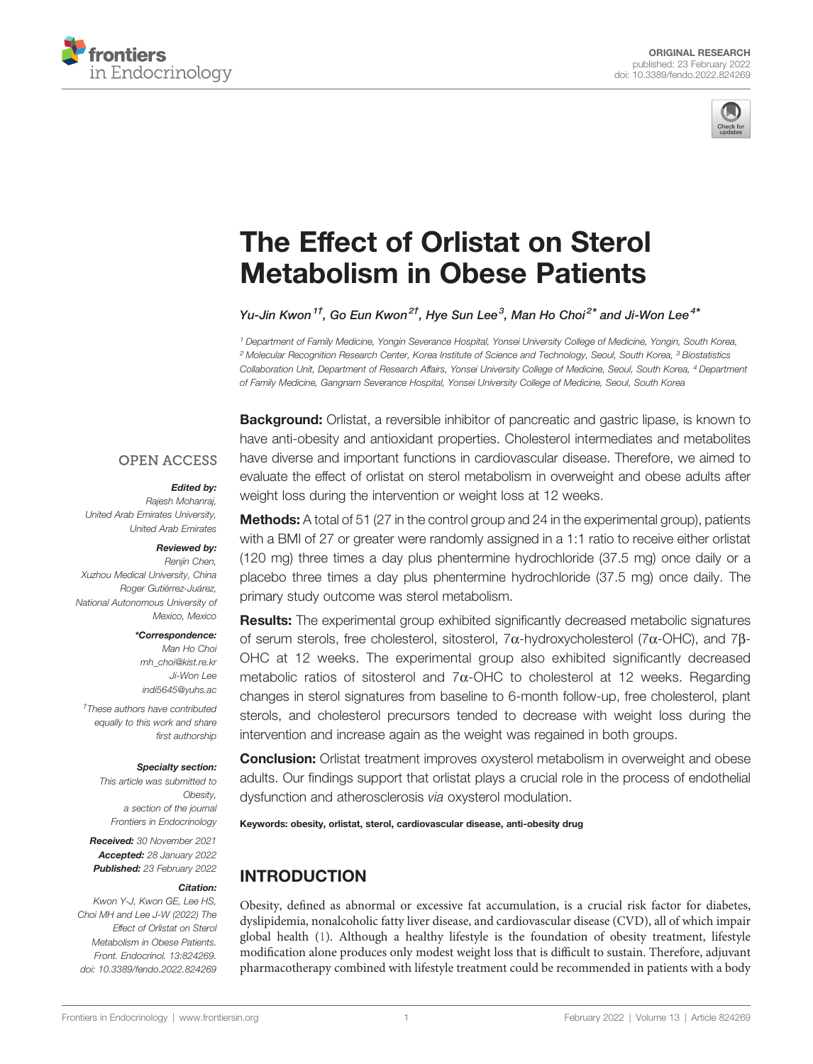ORIGINAL RESEARCH
published: 23 February 2022
doi: 10.3389/fendo.2022.824269

# The Effect of Orlistat on Sterol Metabolism in Obese Patients

Yu-Jin Kwon[1†], Go Eun Kwon[2†], Hye Sun Lee[3], Man Ho Choi[2*] and Ji-Won Lee[4*]

[1] Department of Family Medicine, Yongin Severance Hospital, Yonsei University College of Medicine, Yongin, South Korea, [2] Molecular Recognition Research Center, Korea Institute of Science and Technology, Seoul, South Korea, [3] Biostatistics Collaboration Unit, Department of Research Affairs, Yonsei University College of Medicine, Seoul, South Korea, [4] Department of Family Medicine, Gangnam Severance Hospital, Yonsei University College of Medicine, Seoul, South Korea

OPEN ACCESS

**Edited by:**
Rajesh Mohanraj,
United Arab Emirates University,
United Arab Emirates

**Reviewed by:**
Renjin Chen,
Xuzhou Medical University, China
Roger Gutiérrez-Juárez,
National Autonomous University of
Mexico, Mexico

***Correspondence:**
Man Ho Choi
mh_choi@kist.re.kr
Ji-Won Lee
indi5645@yuhs.ac

†These authors have contributed equally to this work and share first authorship

**Specialty section:**
This article was submitted to Obesity,
a section of the journal
Frontiers in Endocrinology

**Received:** 30 November 2021
**Accepted:** 28 January 2022
**Published:** 23 February 2022

**Citation:**
Kwon Y-J, Kwon GE, Lee HS, Choi MH and Lee J-W (2022) The Effect of Orlistat on Sterol Metabolism in Obese Patients. Front. Endocrinol. 13:824269. doi: 10.3389/fendo.2022.824269

**Background:** Orlistat, a reversible inhibitor of pancreatic and gastric lipase, is known to have anti-obesity and antioxidant properties. Cholesterol intermediates and metabolites have diverse and important functions in cardiovascular disease. Therefore, we aimed to evaluate the effect of orlistat on sterol metabolism in overweight and obese adults after weight loss during the intervention or weight loss at 12 weeks.

**Methods:** A total of 51 (27 in the control group and 24 in the experimental group), patients with a BMI of 27 or greater were randomly assigned in a 1:1 ratio to receive either orlistat (120 mg) three times a day plus phentermine hydrochloride (37.5 mg) once daily or a placebo three times a day plus phentermine hydrochloride (37.5 mg) once daily. The primary study outcome was sterol metabolism.

**Results:** The experimental group exhibited significantly decreased metabolic signatures of serum sterols, free cholesterol, sitosterol, 7α-hydroxycholesterol (7α-OHC), and 7β-OHC at 12 weeks. The experimental group also exhibited significantly decreased metabolic ratios of sitosterol and 7α-OHC to cholesterol at 12 weeks. Regarding changes in sterol signatures from baseline to 6-month follow-up, free cholesterol, plant sterols, and cholesterol precursors tended to decrease with weight loss during the intervention and increase again as the weight was regained in both groups.

**Conclusion:** Orlistat treatment improves oxysterol metabolism in overweight and obese adults. Our findings support that orlistat plays a crucial role in the process of endothelial dysfunction and atherosclerosis *via* oxysterol modulation.

**Keywords: obesity, orlistat, sterol, cardiovascular disease, anti-obesity drug**

## INTRODUCTION

Obesity, defined as abnormal or excessive fat accumulation, is a crucial risk factor for diabetes, dyslipidemia, nonalcoholic fatty liver disease, and cardiovascular disease (CVD), all of which impair global health (1). Although a healthy lifestyle is the foundation of obesity treatment, lifestyle modification alone produces only modest weight loss that is difficult to sustain. Therefore, adjuvant pharmacotherapy combined with lifestyle treatment could be recommended in patients with a body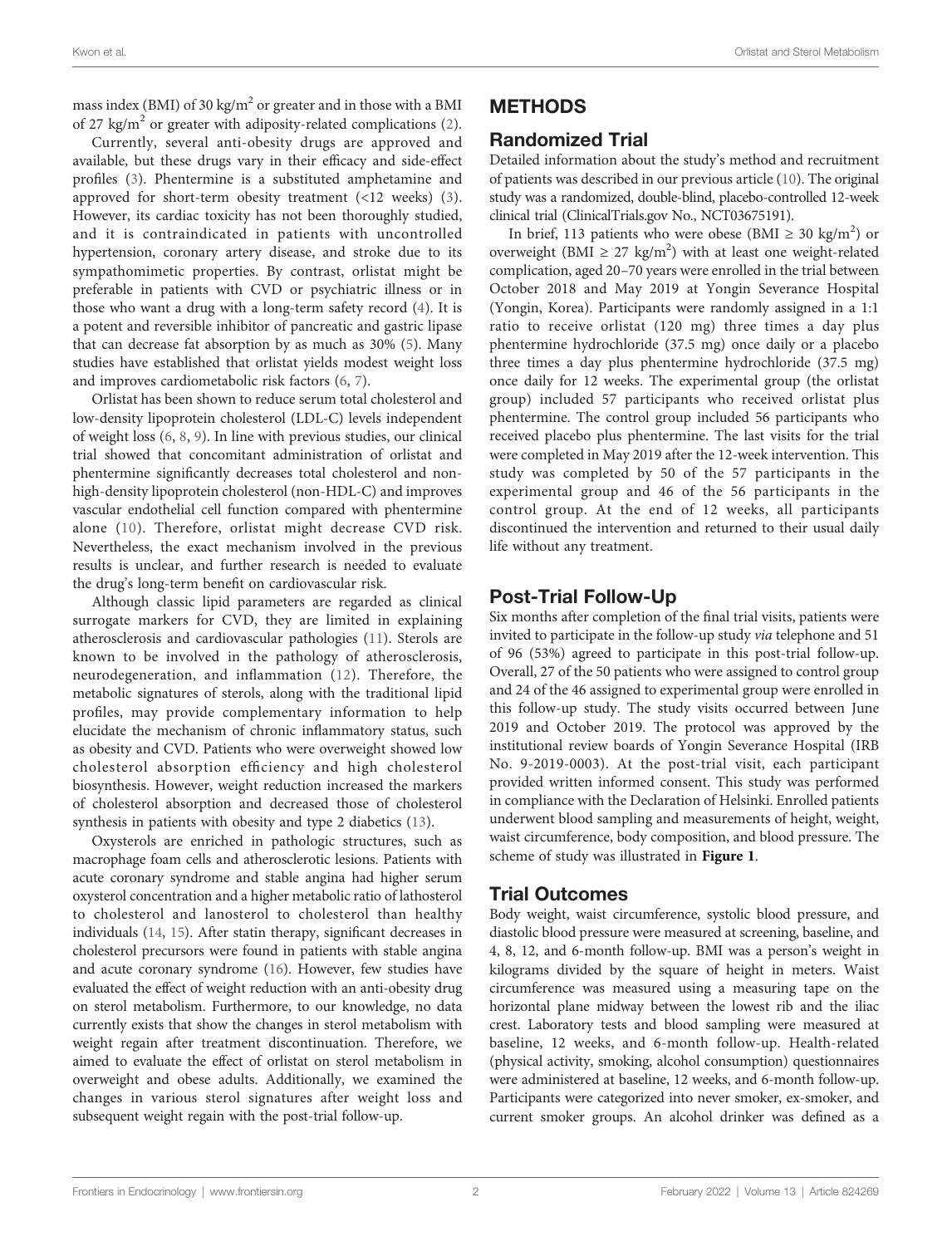mass index (BMI) of 30 kg/m$^2$ or greater and in those with a BMI of 27 kg/m$^2$ or greater with adiposity-related complications (2).

Currently, several anti-obesity drugs are approved and available, but these drugs vary in their efficacy and side-effect profiles (3). Phentermine is a substituted amphetamine and approved for short-term obesity treatment (<12 weeks) (3). However, its cardiac toxicity has not been thoroughly studied, and it is contraindicated in patients with uncontrolled hypertension, coronary artery disease, and stroke due to its sympathomimetic properties. By contrast, orlistat might be preferable in patients with CVD or psychiatric illness or in those who want a drug with a long-term safety record (4). It is a potent and reversible inhibitor of pancreatic and gastric lipase that can decrease fat absorption by as much as 30% (5). Many studies have established that orlistat yields modest weight loss and improves cardiometabolic risk factors (6, 7).

Orlistat has been shown to reduce serum total cholesterol and low-density lipoprotein cholesterol (LDL-C) levels independent of weight loss (6, 8, 9). In line with previous studies, our clinical trial showed that concomitant administration of orlistat and phentermine significantly decreases total cholesterol and non-high-density lipoprotein cholesterol (non-HDL-C) and improves vascular endothelial cell function compared with phentermine alone (10). Therefore, orlistat might decrease CVD risk. Nevertheless, the exact mechanism involved in the previous results is unclear, and further research is needed to evaluate the drug's long-term benefit on cardiovascular risk.

Although classic lipid parameters are regarded as clinical surrogate markers for CVD, they are limited in explaining atherosclerosis and cardiovascular pathologies (11). Sterols are known to be involved in the pathology of atherosclerosis, neurodegeneration, and inflammation (12). Therefore, the metabolic signatures of sterols, along with the traditional lipid profiles, may provide complementary information to help elucidate the mechanism of chronic inflammatory status, such as obesity and CVD. Patients who were overweight showed low cholesterol absorption efficiency and high cholesterol biosynthesis. However, weight reduction increased the markers of cholesterol absorption and decreased those of cholesterol synthesis in patients with obesity and type 2 diabetics (13).

Oxysterols are enriched in pathologic structures, such as macrophage foam cells and atherosclerotic lesions. Patients with acute coronary syndrome and stable angina had higher serum oxysterol concentration and a higher metabolic ratio of lathosterol to cholesterol and lanosterol to cholesterol than healthy individuals (14, 15). After statin therapy, significant decreases in cholesterol precursors were found in patients with stable angina and acute coronary syndrome (16). However, few studies have evaluated the effect of weight reduction with an anti-obesity drug on sterol metabolism. Furthermore, to our knowledge, no data currently exists that show the changes in sterol metabolism with weight regain after treatment discontinuation. Therefore, we aimed to evaluate the effect of orlistat on sterol metabolism in overweight and obese adults. Additionally, we examined the changes in various sterol signatures after weight loss and subsequent weight regain with the post-trial follow-up.

# METHODS

## Randomized Trial

Detailed information about the study's method and recruitment of patients was described in our previous article (10). The original study was a randomized, double-blind, placebo-controlled 12-week clinical trial (ClinicalTrials.gov No., NCT03675191).

In brief, 113 patients who were obese (BMI ≥ 30 kg/m$^2$) or overweight (BMI ≥ 27 kg/m$^2$) with at least one weight-related complication, aged 20–70 years were enrolled in the trial between October 2018 and May 2019 at Yongin Severance Hospital (Yongin, Korea). Participants were randomly assigned in a 1:1 ratio to receive orlistat (120 mg) three times a day plus phentermine hydrochloride (37.5 mg) once daily or a placebo three times a day plus phentermine hydrochloride (37.5 mg) once daily for 12 weeks. The experimental group (the orlistat group) included 57 participants who received orlistat plus phentermine. The control group included 56 participants who received placebo plus phentermine. The last visits for the trial were completed in May 2019 after the 12-week intervention. This study was completed by 50 of the 57 participants in the experimental group and 46 of the 56 participants in the control group. At the end of 12 weeks, all participants discontinued the intervention and returned to their usual daily life without any treatment.

## Post-Trial Follow-Up

Six months after completion of the final trial visits, patients were invited to participate in the follow-up study *via* telephone and 51 of 96 (53%) agreed to participate in this post-trial follow-up. Overall, 27 of the 50 patients who were assigned to control group and 24 of the 46 assigned to experimental group were enrolled in this follow-up study. The study visits occurred between June 2019 and October 2019. The protocol was approved by the institutional review boards of Yongin Severance Hospital (IRB No. 9-2019-0003). At the post-trial visit, each participant provided written informed consent. This study was performed in compliance with the Declaration of Helsinki. Enrolled patients underwent blood sampling and measurements of height, weight, waist circumference, body composition, and blood pressure. The scheme of study was illustrated in **Figure 1**.

## Trial Outcomes

Body weight, waist circumference, systolic blood pressure, and diastolic blood pressure were measured at screening, baseline, and 4, 8, 12, and 6-month follow-up. BMI was a person's weight in kilograms divided by the square of height in meters. Waist circumference was measured using a measuring tape on the horizontal plane midway between the lowest rib and the iliac crest. Laboratory tests and blood sampling were measured at baseline, 12 weeks, and 6-month follow-up. Health-related (physical activity, smoking, alcohol consumption) questionnaires were administered at baseline, 12 weeks, and 6-month follow-up. Participants were categorized into never smoker, ex-smoker, and current smoker groups. An alcohol drinker was defined as a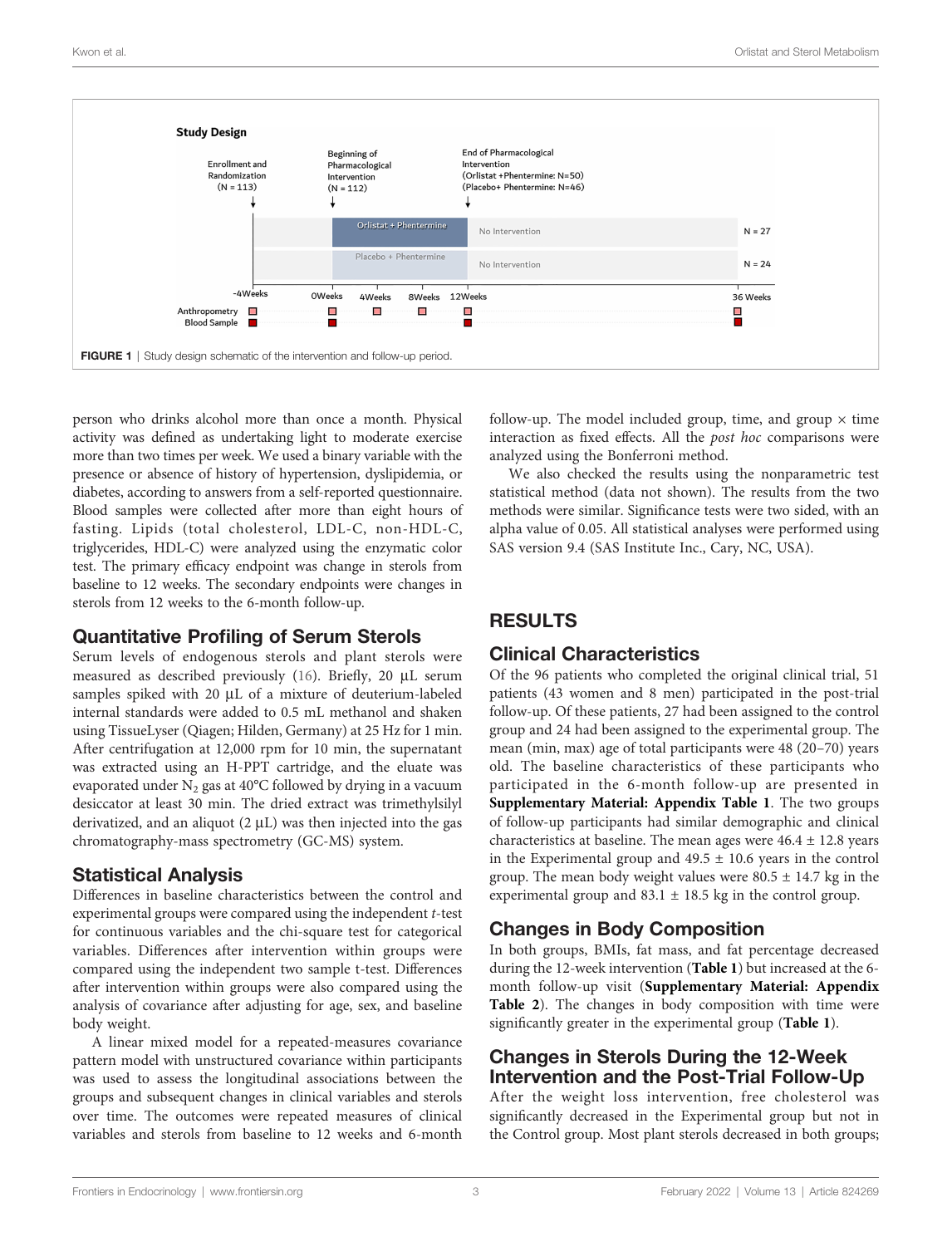FIGURE 1 | Study design schematic of the intervention and follow-up period.

person who drinks alcohol more than once a month. Physical activity was defined as undertaking light to moderate exercise more than two times per week. We used a binary variable with the presence or absence of history of hypertension, dyslipidemia, or diabetes, according to answers from a self-reported questionnaire. Blood samples were collected after more than eight hours of fasting. Lipids (total cholesterol, LDL-C, non-HDL-C, triglycerides, HDL-C) were analyzed using the enzymatic color test. The primary efficacy endpoint was change in sterols from baseline to 12 weeks. The secondary endpoints were changes in sterols from 12 weeks to the 6-month follow-up.

## Quantitative Profiling of Serum Sterols

Serum levels of endogenous sterols and plant sterols were measured as described previously (16). Briefly, 20 μL serum samples spiked with 20 μL of a mixture of deuterium-labeled internal standards were added to 0.5 mL methanol and shaken using TissueLyser (Qiagen; Hilden, Germany) at 25 Hz for 1 min. After centrifugation at 12,000 rpm for 10 min, the supernatant was extracted using an H-PPT cartridge, and the eluate was evaporated under $N_2$ gas at 40°C followed by drying in a vacuum desiccator at least 30 min. The dried extract was trimethylsilyl derivatized, and an aliquot (2 μL) was then injected into the gas chromatography-mass spectrometry (GC-MS) system.

## Statistical Analysis

Differences in baseline characteristics between the control and experimental groups were compared using the independent *t*-test for continuous variables and the chi-square test for categorical variables. Differences after intervention within groups were compared using the independent two sample t-test. Differences after intervention within groups were also compared using the analysis of covariance after adjusting for age, sex, and baseline body weight.

A linear mixed model for a repeated-measures covariance pattern model with unstructured covariance within participants was used to assess the longitudinal associations between the groups and subsequent changes in clinical variables and sterols over time. The outcomes were repeated measures of clinical variables and sterols from baseline to 12 weeks and 6-month follow-up. The model included group, time, and group × time interaction as fixed effects. All the *post hoc* comparisons were analyzed using the Bonferroni method.

We also checked the results using the nonparametric test statistical method (data not shown). The results from the two methods were similar. Significance tests were two sided, with an alpha value of 0.05. All statistical analyses were performed using SAS version 9.4 (SAS Institute Inc., Cary, NC, USA).

# RESULTS

## Clinical Characteristics

Of the 96 patients who completed the original clinical trial, 51 patients (43 women and 8 men) participated in the post-trial follow-up. Of these patients, 27 had been assigned to the control group and 24 had been assigned to the experimental group. The mean (min, max) age of total participants were 48 (20–70) years old. The baseline characteristics of these participants who participated in the 6-month follow-up are presented in **Supplementary Material: Appendix Table 1**. The two groups of follow-up participants had similar demographic and clinical characteristics at baseline. The mean ages were 46.4 ± 12.8 years in the Experimental group and 49.5 ± 10.6 years in the control group. The mean body weight values were 80.5 ± 14.7 kg in the experimental group and 83.1 ± 18.5 kg in the control group.

## Changes in Body Composition

In both groups, BMIs, fat mass, and fat percentage decreased during the 12-week intervention (**Table 1**) but increased at the 6-month follow-up visit (**Supplementary Material: Appendix Table 2**). The changes in body composition with time were significantly greater in the experimental group (**Table 1**).

## Changes in Sterols During the 12-Week Intervention and the Post-Trial Follow-Up

After the weight loss intervention, free cholesterol was significantly decreased in the Experimental group but not in the Control group. Most plant sterols decreased in both groups;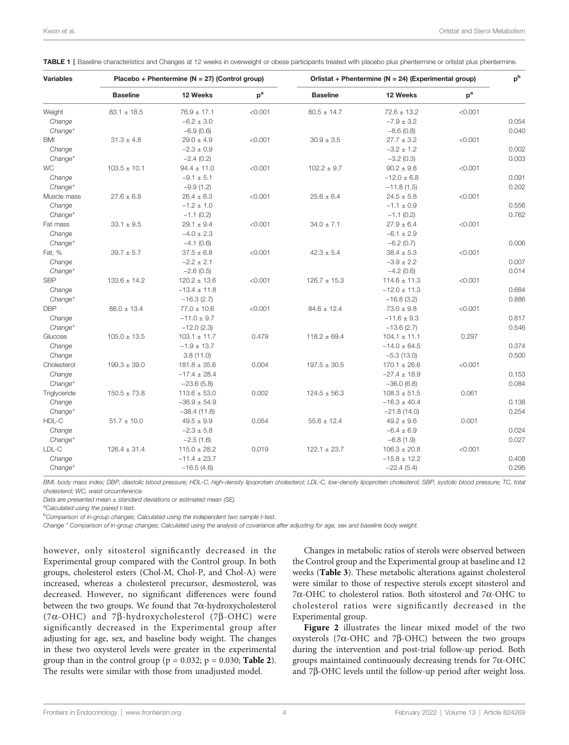**TABLE 1** | Baseline characteristics and Changes at 12 weeks in overweight or obese participants treated with placebo plus phentermine or orlistat plus phentermine.

| Variables | Placebo + Phentermine (N = 27) (Control group) | | | Orlistat + Phentermine (N = 24) (Experimental group) | | | p[b] |
|---|---|---|---|---|---|---|---|
| | Baseline | 12 Weeks | p[a] | Baseline | 12 Weeks | p[a] | |
| Weight | 83.1 ± 18.5 | 76.9 ± 17.1 | <0.001 | 80.5 ± 14.7 | 72.6 ± 13.2 | <0.001 | |
| *Change* | | −6.2 ± 3.0 | | | −7.9 ± 3.2 | | 0.054 |
| *Change\** | | −6.9 (0.6) | | | −8.6 (0.8) | | 0.040 |
| BMI | 31.3 ± 4.8 | 29.0 ± 4.9 | <0.001 | 30.9 ± 3.5 | 27.7 ± 3.2 | <0.001 | |
| *Change* | | −2.3 ± 0.9 | | | −3.2 ± 1.2 | | 0.002 |
| *Change\** | | −2.4 (0.2) | | | −3.2 (0.3) | | 0.003 |
| WC | 103.5 ± 10.1 | 94.4 ± 11.0 | <0.001 | 102.2 ± 9.7 | 90.2 ± 9.8 | <0.001 | |
| *Change* | | −9.1 ± 5.1 | | | −12.0 ± 6.8 | | 0.091 |
| *Change\** | | −9.9 (1.2) | | | −11.8 (1.5) | | 0.202 |
| Muscle mass | 27.6 ± 6.8 | 26.4 ± 6.3 | <0.001 | 25.6 ± 6.4 | 24.5 ± 5.8 | <0.001 | |
| *Change* | | −1.2 ± 1.0 | | | −1.1 ± 0.9 | | 0.556 |
| *Change\** | | −1.1 (0.2) | | | −1.1 (0.2) | | 0.762 |
| Fat mass | 33.1 ± 9.5 | 29.1 ± 9.4 | <0.001 | 34.0 ± 7.1 | 27.9 ± 6.4 | <0.001 | |
| *Change* | | −4.0 ± 2.3 | | | −6.1 ± 2.9 | | |
| *Change\** | | −4.1 (0.6) | | | −6.2 (0.7) | | 0.006 |
| Fat, % | 39.7 ± 5.7 | 37.5 ± 6.8 | <0.001 | 42.3 ± 5.4 | 38.4 ± 5.3 | <0.001 | |
| *Change* | | −2.2 ± 2.1 | | | −3.9 ± 2.2 | | 0.007 |
| *Change\** | | −2.6 (0.5) | | | −4.2 (0.6) | | 0.014 |
| SBP | 133.6 ± 14.2 | 120.2 ± 13.6 | <0.001 | 126.7 ± 15.3 | 114.6 ± 11.3 | <0.001 | |
| *Change* | | −13.4 ± 11.8 | | | −12.0 ± 11.3 | | 0.684 |
| *Change\** | | −16.3 (2.7) | | | −16.8 (3.2) | | 0.886 |
| DBP | 88.0 ± 13.4 | 77.0 ± 10.6 | <0.001 | 84.6 ± 12.4 | 73.0 ± 9.8 | <0.001 | |
| *Change* | | −11.0 ± 9.7 | | | −11.6 ± 9.3 | | 0.817 |
| *Change\** | | −12.0 (2.3) | | | −13.6 (2.7) | | 0.546 |
| Glucose | 105.0 ± 13.5 | 103.1 ± 11.7 | 0.479 | 118.2 ± 69.4 | 104.1 ± 11.1 | 0.297 | |
| *Change* | | −1.9 ± 13.7 | | | −14.0 ± 64.5 | | 0.374 |
| *Change* | | 3.8 (11.0) | | | −5.3 (13.0) | | 0.500 |
| Cholesterol | 199.3 ± 39.0 | 181.8 ± 35.6 | 0.004 | 197.5 ± 30.5 | 170.1 ± 26.6 | <0.001 | |
| *Change* | | −17.4 ± 28.4 | | | −27.4 ± 18.9 | | 0.153 |
| *Change\** | | −23.6 (5.8) | | | −36.0 (6.8) | | 0.084 |
| Triglyceride | 150.5 ± 73.8 | 113.6 ± 53.0 | 0.002 | 124.5 ± 56.3 | 108.3 ± 51.5 | 0.061 | |
| *Change* | | −36.9 ± 54.9 | | | −16.3 ± 40.4 | | 0.138 |
| *Change\** | | −38.4 (11.8) | | | −21.8 (14.0) | | 0.254 |
| HDL-C | 51.7 ± 10.0 | 49.5 ± 9.9 | 0.054 | 55.6 ± 12.4 | 49.2 ± 9.6 | 0.001 | |
| *Change* | | −2.3 ± 5.8 | | | −6.4 ± 6.9 | | 0.024 |
| *Change\** | | −2.5 (1.6) | | | −6.8 (1.9) | | 0.027 |
| LDL-C | 126.4 ± 31.4 | 115.0 ± 28.2 | 0.019 | 122.1 ± 23.7 | 106.3 ± 20.8 | <0.001 | |
| *Change* | | −11.4 ± 23.7 | | | −15.8 ± 12.2 | | 0.408 |
| *Change\** | | −16.5 (4.6) | | | −22.4 (5.4) | | 0.295 |

*BMI, body mass index; DBP, diastolic blood pressure; HDL-C, high-density lipoprotein cholesterol; LDL-C, low-density lipoprotein cholesterol; SBP, systolic blood pressure; TC, total cholesterol; WC, waist circumference.*

*Data are presented mean ± standard deviations or estimated mean (SE).*

[a]*Calculated using the paired t-test.*

[b]*Comparison of in-group changes; Calculated using the independent two sample t-test.*

*Change \* Comparison of in-group changes; Calculated using the analysis of covariance after adjusting for age, sex and baseline body weight.*

however, only sitosterol significantly decreased in the Experimental group compared with the Control group. In both groups, cholesterol esters (Chol-M, Chol-P, and Chol-A) were increased, whereas a cholesterol precursor, desmosterol, was decreased. However, no significant differences were found between the two groups. We found that 7α-hydroxycholesterol (7α-OHC) and 7β-hydroxycholesterol (7β-OHC) were significantly decreased in the Experimental group after adjusting for age, sex, and baseline body weight. The changes in these two oxysterol levels were greater in the experimental group than in the control group ($p = 0.032$; $p = 0.030$; **Table 2**). The results were similar with those from unadjusted model.

Changes in metabolic ratios of sterols were observed between the Control group and the Experimental group at baseline and 12 weeks (**Table 3**). These metabolic alterations against cholesterol were similar to those of respective sterols except sitosterol and 7α-OHC to cholesterol ratios. Both sitosterol and 7α-OHC to cholesterol ratios were significantly decreased in the Experimental group.

**Figure 2** illustrates the linear mixed model of the two oxysterols (7α-OHC and 7β-OHC) between the two groups during the intervention and post-trial follow-up period. Both groups maintained continuously decreasing trends for 7α-OHC and 7β-OHC levels until the follow-up period after weight loss.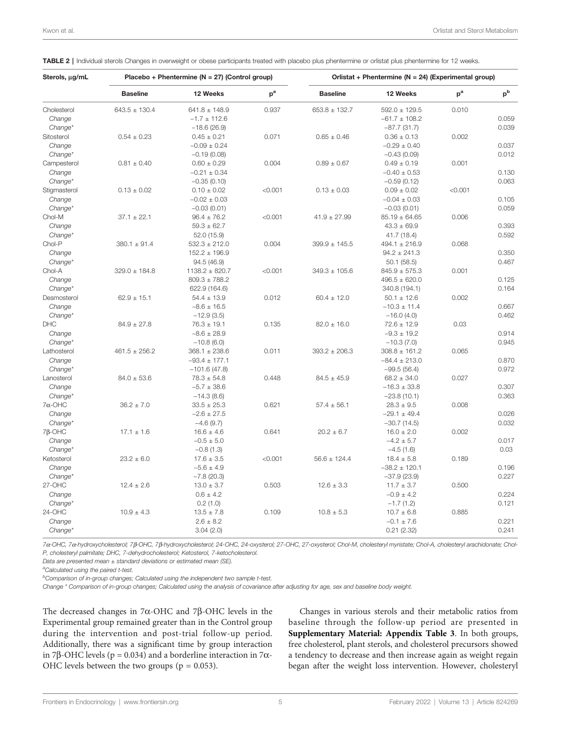**TABLE 2 |** Individual sterols Changes in overweight or obese participants treated with placebo plus phentermine or orlistat plus phentermine for 12 weeks.

| Sterols, μg/mL | Placebo + Phentermine (N = 27) (Control group) | | | Orlistat + Phentermine (N = 24) (Experimental group) | | | |
|---|---|---|---|---|---|---|---|
| | Baseline | 12 Weeks | p[a] | Baseline | 12 Weeks | p[a] | p[b] |
| Cholesterol | 643.5 ± 130.4 | 641.8 ± 148.9 | 0.937 | 653.8 ± 132.7 | 592.0 ± 129.5 | 0.010 | |
| Change | | −1.7 ± 112.6 | | | −61.7 ± 108.2 | | 0.059 |
| Change* | | −18.6 (26.9) | | | −87.7 (31.7) | | 0.039 |
| Sitosterol | 0.54 ± 0.23 | 0.45 ± 0.21 | 0.071 | 0.65 ± 0.46 | 0.36 ± 0.13 | 0.002 | |
| Change | | −0.09 ± 0.24 | | | −0.29 ± 0.40 | | 0.037 |
| Change* | | −0.19 (0.08) | | | −0.43 (0.09) | | 0.012 |
| Campesterol | 0.81 ± 0.40 | 0.60 ± 0.29 | 0.004 | 0.89 ± 0.67 | 0.49 ± 0.19 | 0.001 | |
| Change | | −0.21 ± 0.34 | | | −0.40 ± 0.53 | | 0.130 |
| Change* | | −0.35 (0.10) | | | −0.59 (0.12) | | 0.063 |
| Stigmasterol | 0.13 ± 0.02 | 0.10 ± 0.02 | <0.001 | 0.13 ± 0.03 | 0.09 ± 0.02 | <0.001 | |
| Change | | −0.02 ± 0.03 | | | −0.04 ± 0.03 | | 0.105 |
| Change* | | −0.03 (0.01) | | | −0.03 (0.01) | | 0.059 |
| Chol-M | 37.1 ± 22.1 | 96.4 ± 76.2 | <0.001 | 41.9 ± 27.99 | 85.19 ± 64.65 | 0.006 | |
| Change | | 59.3 ± 62.7 | | | 43.3 ± 69.9 | | 0.393 |
| Change* | | 52.0 (15.9) | | | 41.7 (18.4) | | 0.592 |
| Chol-P | 380.1 ± 91.4 | 532.3 ± 212.0 | 0.004 | 399.9 ± 145.5 | 494.1 ± 216.9 | 0.068 | |
| Change | | 152.2 ± 196.9 | | | 94.2 ± 241.3 | | 0.350 |
| Change* | | 94.5 (46.9) | | | 50.1 (58.5) | | 0.467 |
| Chol-A | 329.0 ± 184.8 | 1138.2 ± 820.7 | <0.001 | 349.3 ± 105.6 | 845.9 ± 575.3 | 0.001 | |
| Change | | 809.3 ± 788.2 | | | 496.5 ± 620.0 | | 0.125 |
| Change* | | 622.9 (164.6) | | | 340.8 (194.1) | | 0.164 |
| Desmosterol | 62.9 ± 15.1 | 54.4 ± 13.9 | 0.012 | 60.4 ± 12.0 | 50.1 ± 12.6 | 0.002 | |
| Change | | −8.6 ± 16.5 | | | −10.3 ± 11.4 | | 0.667 |
| Change* | | −12.9 (3.5) | | | −16.0 (4.0) | | 0.462 |
| DHC | 84.9 ± 27.8 | 76.3 ± 19.1 | 0.135 | 82.0 ± 16.0 | 72.6 ± 12.9 | 0.03 | |
| Change | | −8.6 ± 28.9 | | | −9.3 ± 19.2 | | 0.914 |
| Change* | | −10.8 (6.0) | | | −10.3 (7.0) | | 0.945 |
| Lathosterol | 461.5 ± 256.2 | 368.1 ± 238.6 | 0.011 | 393.2 ± 206.3 | 308.8 ± 161.2 | 0.065 | |
| Change | | −93.4 ± 177.1 | | | −84.4 ± 213.0 | | 0.870 |
| Change* | | −101.6 (47.8) | | | −99.5 (56.4) | | 0.972 |
| Lanosterol | 84.0 ± 53.6 | 78.3 ± 54.8 | 0.448 | 84.5 ± 45.9 | 68.2 ± 34.0 | 0.027 | |
| Change | | −5.7 ± 38.6 | | | −16.3 ± 33.8 | | 0.307 |
| Change* | | −14.3 (8.6) | | | −23.8 (10.1) | | 0.363 |
| 7α-OHC | 36.2 ± 7.0 | 33.5 ± 25.3 | 0.621 | 57.4 ± 56.1 | 28.3 ± 9.5 | 0.008 | |
| Change | | −2.6 ± 27.5 | | | −29.1 ± 49.4 | | 0.026 |
| Change* | | −4.6 (9.7) | | | −30.7 (14.5) | | 0.032 |
| 7β-OHC | 17.1 ± 1.6 | 16.6 ± 4.6 | 0.641 | 20.2 ± 6.7 | 16.0 ± 2.0 | 0.002 | |
| Change | | −0.5 ± 5.0 | | | −4.2 ± 5.7 | | 0.017 |
| Change* | | −0.8 (1.3) | | | −4.5 (1.6) | | 0.03 |
| Ketosterol | 23.2 ± 6.0 | 17.6 ± 3.5 | <0.001 | 56.6 ± 124.4 | 18.4 ± 5.8 | 0.189 | |
| Change | | −5.6 ± 4.9 | | | −38.2 ± 120.1 | | 0.196 |
| Change* | | −7.8 (20.3) | | | −37.9 (23.9) | | 0.227 |
| 27-OHC | 12.4 ± 2.6 | 13.0 ± 3.7 | 0.503 | 12.6 ± 3.3 | 11.7 ± 3.7 | 0.500 | |
| Change | | 0.6 ± 4.2 | | | −0.9 ± 4.2 | | 0.224 |
| Change* | | 0.2 (1.0) | | | −1.7 (1.2) | | 0.121 |
| 24-OHC | 10.9 ± 4.3 | 13.5 ± 7.8 | 0.109 | 10.8 ± 5.3 | 10.7 ± 6.8 | 0.885 | |
| Change | | 2.6 ± 8.2 | | | −0.1 ± 7.6 | | 0.221 |
| Change* | | 3.04 (2.0) | | | 0.21 (2.32) | | 0.241 |

*7α-OHC, 7α-hydroxycholesterol; 7β-OHC, 7β-hydroxycholesterol; 24-OHC, 24-oxysterol; 27-OHC, 27-oxysterol; Chol-M, cholesteryl myristate; Chol-A, cholesteryl arachidonate; Chol-P, cholesteryl palmitate; DHC, 7-dehydrocholesterol; Ketosterol, 7-ketocholesterol.*

*Data are presented mean ± standard deviations or estimated mean (SE).*

[a]*Calculated using the paired t-test.*

[b]*Comparison of in-group changes; Calculated using the independent two sample t-test.*

*Change * Comparison of in-group changes; Calculated using the analysis of covariance after adjusting for age, sex and baseline body weight.*

The decreased changes in 7α-OHC and 7β-OHC levels in the Experimental group remained greater than in the Control group during the intervention and post-trial follow-up period. Additionally, there was a significant time by group interaction in 7β-OHC levels ($p = 0.034$) and a borderline interaction in 7α-OHC levels between the two groups ($p = 0.053$).

Changes in various sterols and their metabolic ratios from baseline through the follow-up period are presented in **Supplementary Material: Appendix Table 3**. In both groups, free cholesterol, plant sterols, and cholesterol precursors showed a tendency to decrease and then increase again as weight regain began after the weight loss intervention. However, cholesteryl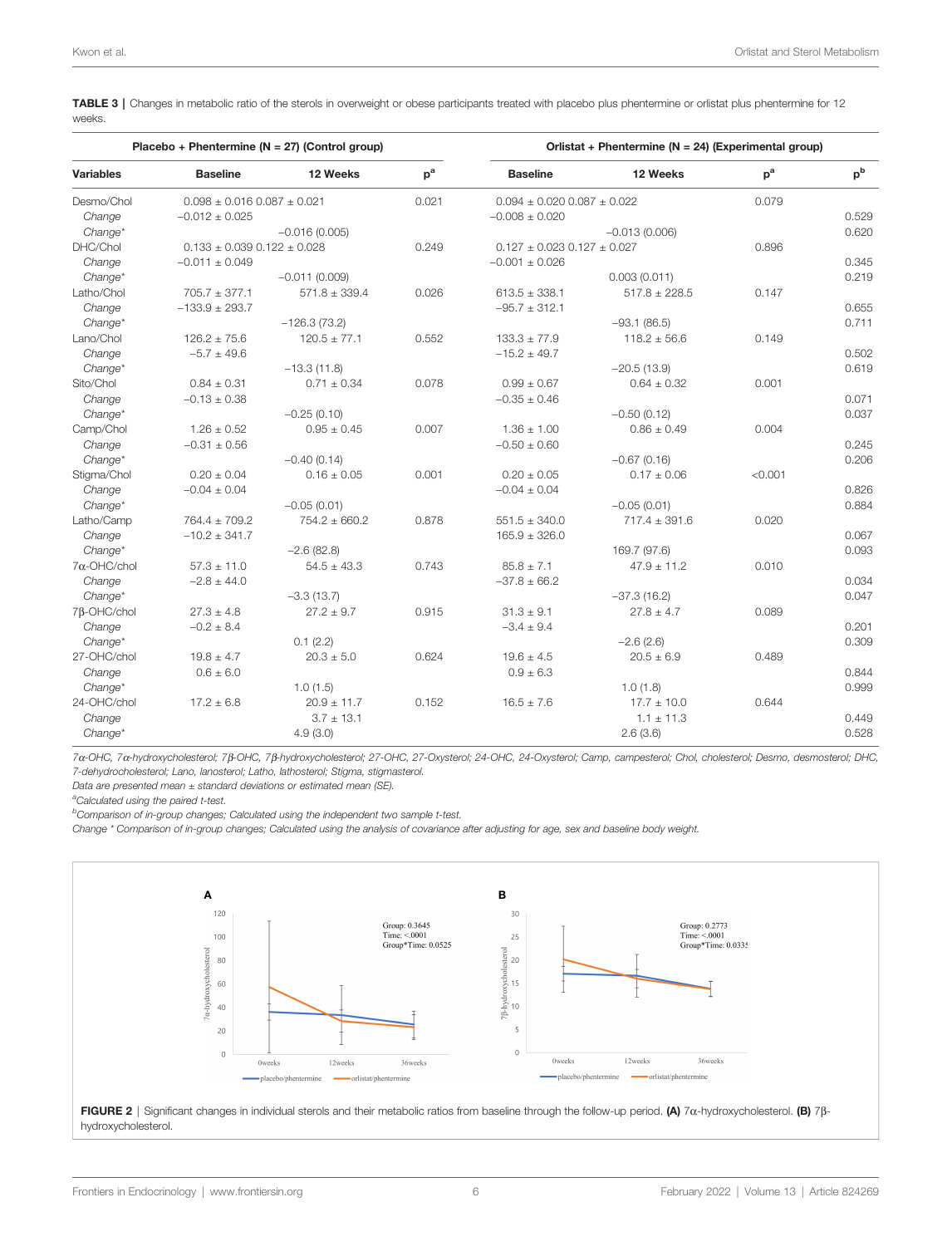**TABLE 3 |** Changes in metabolic ratio of the sterols in overweight or obese participants treated with placebo plus phentermine or orlistat plus phentermine for 12 weeks.

| | Placebo + Phentermine (N = 27) (Control group) | | | Orlistat + Phentermine (N = 24) (Experimental group) | | | |
|---|---|---|---|---|---|---|---|
| **Variables** | **Baseline** | **12 Weeks** | **p[a]** | **Baseline** | **12 Weeks** | **p[a]** | **p[b]** |
| Desmo/Chol | 0.098 ± 0.016 | 0.087 ± 0.021 | 0.021 | 0.094 ± 0.020 | 0.087 ± 0.022 | 0.079 | |
| *Change* | −0.012 ± 0.025 | | | −0.008 ± 0.020 | | | 0.529 |
| *Change** | | −0.016 (0.005) | | | −0.013 (0.006) | | 0.620 |
| DHC/Chol | 0.133 ± 0.039 | 0.122 ± 0.028 | 0.249 | 0.127 ± 0.023 | 0.127 ± 0.027 | 0.896 | |
| *Change* | −0.011 ± 0.049 | | | −0.001 ± 0.026 | | | 0.345 |
| *Change** | | −0.011 (0.009) | | | 0.003 (0.011) | | 0.219 |
| Latho/Chol | 705.7 ± 377.1 | 571.8 ± 339.4 | 0.026 | 613.5 ± 338.1 | 517.8 ± 228.5 | 0.147 | |
| *Change* | −133.9 ± 293.7 | | | −95.7 ± 312.1 | | | 0.655 |
| *Change** | | −126.3 (73.2) | | | −93.1 (86.5) | | 0.711 |
| Lano/Chol | 126.2 ± 75.6 | 120.5 ± 77.1 | 0.552 | 133.3 ± 77.9 | 118.2 ± 56.6 | 0.149 | |
| *Change* | −5.7 ± 49.6 | | | −15.2 ± 49.7 | | | 0.502 |
| *Change** | | −13.3 (11.8) | | | −20.5 (13.9) | | 0.619 |
| Sito/Chol | 0.84 ± 0.31 | 0.71 ± 0.34 | 0.078 | 0.99 ± 0.67 | 0.64 ± 0.32 | 0.001 | |
| *Change* | −0.13 ± 0.38 | | | −0.35 ± 0.46 | | | 0.071 |
| *Change** | | −0.25 (0.10) | | | −0.50 (0.12) | | 0.037 |
| Camp/Chol | 1.26 ± 0.52 | 0.95 ± 0.45 | 0.007 | 1.36 ± 1.00 | 0.86 ± 0.49 | 0.004 | |
| *Change* | −0.31 ± 0.56 | | | −0.50 ± 0.60 | | | 0.245 |
| *Change** | | −0.40 (0.14) | | | −0.67 (0.16) | | 0.206 |
| Stigma/Chol | 0.20 ± 0.04 | 0.16 ± 0.05 | 0.001 | 0.20 ± 0.05 | 0.17 ± 0.06 | <0.001 | |
| *Change* | −0.04 ± 0.04 | | | −0.04 ± 0.04 | | | 0.826 |
| *Change** | | −0.05 (0.01) | | | −0.05 (0.01) | | 0.884 |
| Latho/Camp | 764.4 ± 709.2 | 754.2 ± 660.2 | 0.878 | 551.5 ± 340.0 | 717.4 ± 391.6 | 0.020 | |
| *Change* | −10.2 ± 341.7 | | | 165.9 ± 326.0 | | | 0.067 |
| *Change** | | −2.6 (82.8) | | | 169.7 (97.6) | | 0.093 |
| 7α-OHC/chol | 57.3 ± 11.0 | 54.5 ± 43.3 | 0.743 | 85.8 ± 7.1 | 47.9 ± 11.2 | 0.010 | |
| *Change* | −2.8 ± 44.0 | | | −37.8 ± 66.2 | | | 0.034 |
| *Change** | | −3.3 (13.7) | | | −37.3 (16.2) | | 0.047 |
| 7β-OHC/chol | 27.3 ± 4.8 | 27.2 ± 9.7 | 0.915 | 31.3 ± 9.1 | 27.8 ± 4.7 | 0.089 | |
| *Change* | −0.2 ± 8.4 | | | −3.4 ± 9.4 | | | 0.201 |
| *Change** | | 0.1 (2.2) | | | −2.6 (2.6) | | 0.309 |
| 27-OHC/chol | 19.8 ± 4.7 | 20.3 ± 5.0 | 0.624 | 19.6 ± 4.5 | 20.5 ± 6.9 | 0.489 | |
| *Change* | 0.6 ± 6.0 | | | 0.9 ± 6.3 | | | 0.844 |
| *Change** | | 1.0 (1.5) | | | 1.0 (1.8) | | 0.999 |
| 24-OHC/chol | 17.2 ± 6.8 | 20.9 ± 11.7 | 0.152 | 16.5 ± 7.6 | 17.7 ± 10.0 | 0.644 | |
| *Change* | | 3.7 ± 13.1 | | | 1.1 ± 11.3 | | 0.449 |
| *Change** | | 4.9 (3.0) | | | 2.6 (3.6) | | 0.528 |

*7α-OHC, 7α-hydroxycholesterol; 7β-OHC, 7β-hydroxycholesterol; 27-OHC, 27-Oxysterol; 24-OHC, 24-Oxysterol; Camp, campesterol; Chol, cholesterol; Desmo, desmosterol; DHC, 7-dehydrocholesterol; Lano, lanosterol; Latho, lathosterol; Stigma, stigmasterol.*

*Data are presented mean ± standard deviations or estimated mean (SE).*

[a]*Calculated using the paired t-test.*

[b]*Comparison of in-group changes; Calculated using the independent two sample t-test.*

*Change * Comparison of in-group changes; Calculated using the analysis of covariance after adjusting for age, sex and baseline body weight.*

**FIGURE 2 |** Significant changes in individual sterols and their metabolic ratios from baseline through the follow-up period. **(A)** 7α-hydroxycholesterol. **(B)** 7β-hydroxycholesterol.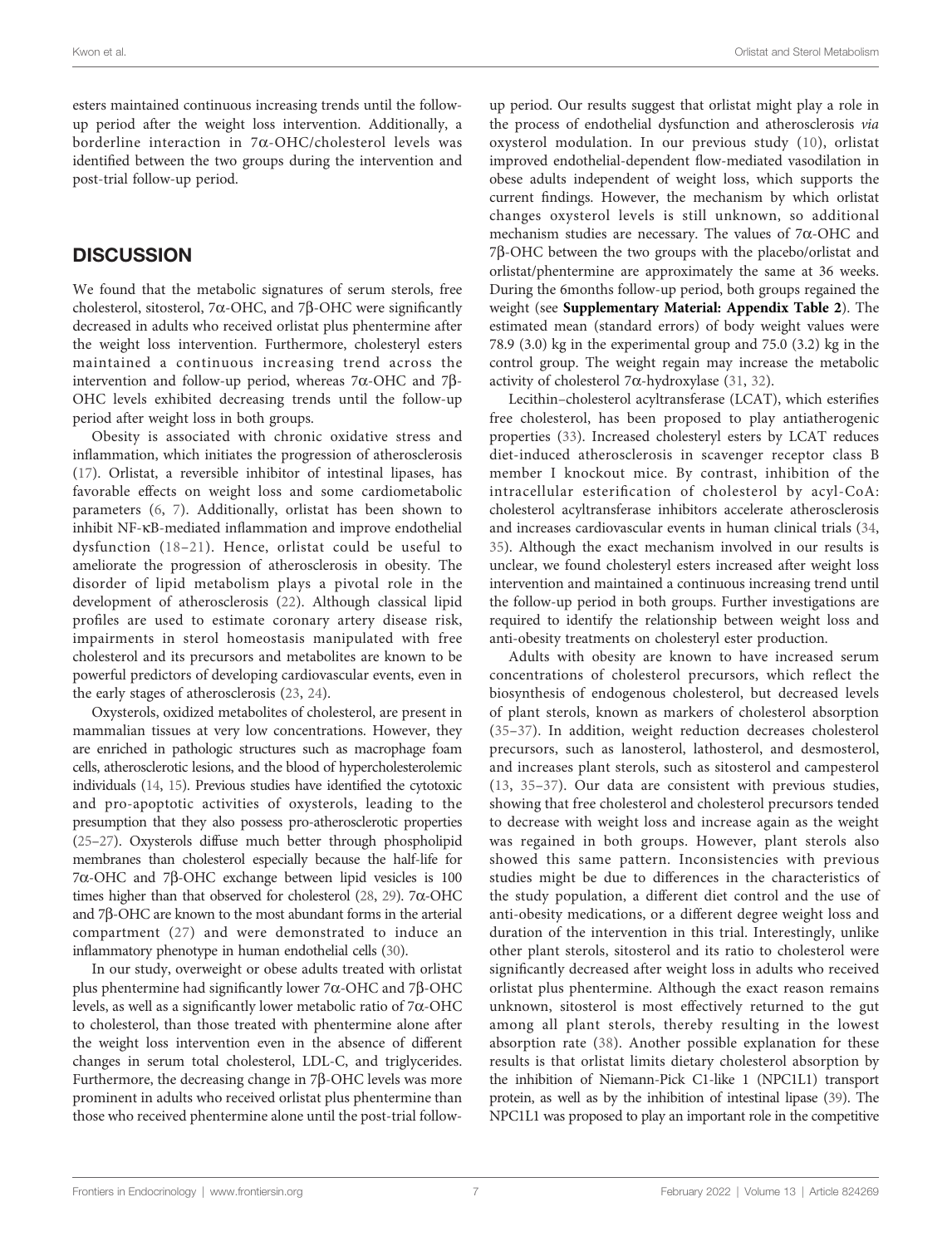esters maintained continuous increasing trends until the follow-up period after the weight loss intervention. Additionally, a borderline interaction in 7α-OHC/cholesterol levels was identified between the two groups during the intervention and post-trial follow-up period.

## DISCUSSION

We found that the metabolic signatures of serum sterols, free cholesterol, sitosterol, 7α-OHC, and 7β-OHC were significantly decreased in adults who received orlistat plus phentermine after the weight loss intervention. Furthermore, cholesteryl esters maintained a continuous increasing trend across the intervention and follow-up period, whereas 7α-OHC and 7β-OHC levels exhibited decreasing trends until the follow-up period after weight loss in both groups.

Obesity is associated with chronic oxidative stress and inflammation, which initiates the progression of atherosclerosis (17). Orlistat, a reversible inhibitor of intestinal lipases, has favorable effects on weight loss and some cardiometabolic parameters (6, 7). Additionally, orlistat has been shown to inhibit NF-κB-mediated inflammation and improve endothelial dysfunction (18–21). Hence, orlistat could be useful to ameliorate the progression of atherosclerosis in obesity. The disorder of lipid metabolism plays a pivotal role in the development of atherosclerosis (22). Although classical lipid profiles are used to estimate coronary artery disease risk, impairments in sterol homeostasis manipulated with free cholesterol and its precursors and metabolites are known to be powerful predictors of developing cardiovascular events, even in the early stages of atherosclerosis (23, 24).

Oxysterols, oxidized metabolites of cholesterol, are present in mammalian tissues at very low concentrations. However, they are enriched in pathologic structures such as macrophage foam cells, atherosclerotic lesions, and the blood of hypercholesterolemic individuals (14, 15). Previous studies have identified the cytotoxic and pro-apoptotic activities of oxysterols, leading to the presumption that they also possess pro-atherosclerotic properties (25–27). Oxysterols diffuse much better through phospholipid membranes than cholesterol especially because the half-life for 7α-OHC and 7β-OHC exchange between lipid vesicles is 100 times higher than that observed for cholesterol (28, 29). 7α-OHC and 7β-OHC are known to the most abundant forms in the arterial compartment (27) and were demonstrated to induce an inflammatory phenotype in human endothelial cells (30).

In our study, overweight or obese adults treated with orlistat plus phentermine had significantly lower 7α-OHC and 7β-OHC levels, as well as a significantly lower metabolic ratio of 7α-OHC to cholesterol, than those treated with phentermine alone after the weight loss intervention even in the absence of different changes in serum total cholesterol, LDL-C, and triglycerides. Furthermore, the decreasing change in 7β-OHC levels was more prominent in adults who received orlistat plus phentermine than those who received phentermine alone until the post-trial follow-up period. Our results suggest that orlistat might play a role in the process of endothelial dysfunction and atherosclerosis *via* oxysterol modulation. In our previous study (10), orlistat improved endothelial-dependent flow-mediated vasodilation in obese adults independent of weight loss, which supports the current findings. However, the mechanism by which orlistat changes oxysterol levels is still unknown, so additional mechanism studies are necessary. The values of 7α-OHC and 7β-OHC between the two groups with the placebo/orlistat and orlistat/phentermine are approximately the same at 36 weeks. During the 6months follow-up period, both groups regained the weight (see **Supplementary Material: Appendix Table 2**). The estimated mean (standard errors) of body weight values were 78.9 (3.0) kg in the experimental group and 75.0 (3.2) kg in the control group. The weight regain may increase the metabolic activity of cholesterol 7α-hydroxylase (31, 32).

Lecithin–cholesterol acyltransferase (LCAT), which esterifies free cholesterol, has been proposed to play antiatherogenic properties (33). Increased cholesteryl esters by LCAT reduces diet-induced atherosclerosis in scavenger receptor class B member I knockout mice. By contrast, inhibition of the intracellular esterification of cholesterol by acyl-CoA: cholesterol acyltransferase inhibitors accelerate atherosclerosis and increases cardiovascular events in human clinical trials (34, 35). Although the exact mechanism involved in our results is unclear, we found cholesteryl esters increased after weight loss intervention and maintained a continuous increasing trend until the follow-up period in both groups. Further investigations are required to identify the relationship between weight loss and anti-obesity treatments on cholesteryl ester production.

Adults with obesity are known to have increased serum concentrations of cholesterol precursors, which reflect the biosynthesis of endogenous cholesterol, but decreased levels of plant sterols, known as markers of cholesterol absorption (35–37). In addition, weight reduction decreases cholesterol precursors, such as lanosterol, lathosterol, and desmosterol, and increases plant sterols, such as sitosterol and campesterol (13, 35–37). Our data are consistent with previous studies, showing that free cholesterol and cholesterol precursors tended to decrease with weight loss and increase again as the weight was regained in both groups. However, plant sterols also showed this same pattern. Inconsistencies with previous studies might be due to differences in the characteristics of the study population, a different diet control and the use of anti-obesity medications, or a different degree weight loss and duration of the intervention in this trial. Interestingly, unlike other plant sterols, sitosterol and its ratio to cholesterol were significantly decreased after weight loss in adults who received orlistat plus phentermine. Although the exact reason remains unknown, sitosterol is most effectively returned to the gut among all plant sterols, thereby resulting in the lowest absorption rate (38). Another possible explanation for these results is that orlistat limits dietary cholesterol absorption by the inhibition of Niemann-Pick C1-like 1 (NPC1L1) transport protein, as well as by the inhibition of intestinal lipase (39). The NPC1L1 was proposed to play an important role in the competitive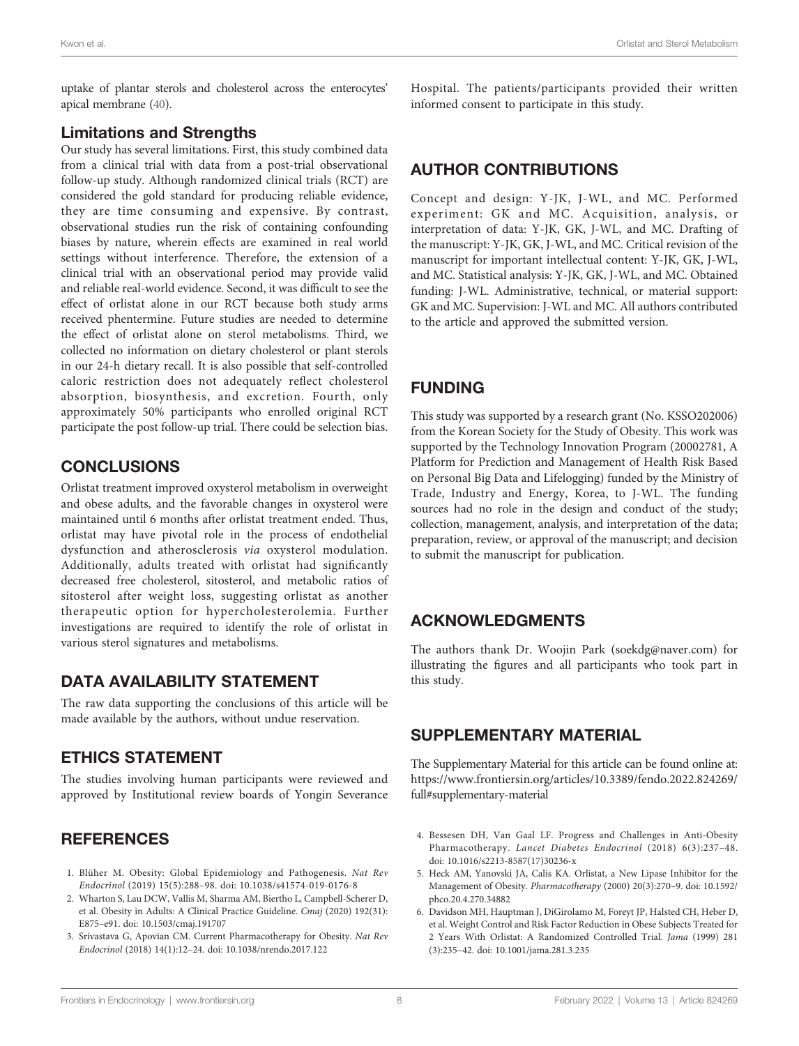uptake of plantar sterols and cholesterol across the enterocytes' apical membrane (40).

### Limitations and Strengths

Our study has several limitations. First, this study combined data from a clinical trial with data from a post-trial observational follow-up study. Although randomized clinical trials (RCT) are considered the gold standard for producing reliable evidence, they are time consuming and expensive. By contrast, observational studies run the risk of containing confounding biases by nature, wherein effects are examined in real world settings without interference. Therefore, the extension of a clinical trial with an observational period may provide valid and reliable real-world evidence. Second, it was difficult to see the effect of orlistat alone in our RCT because both study arms received phentermine. Future studies are needed to determine the effect of orlistat alone on sterol metabolisms. Third, we collected no information on dietary cholesterol or plant sterols in our 24-h dietary recall. It is also possible that self-controlled caloric restriction does not adequately reflect cholesterol absorption, biosynthesis, and excretion. Fourth, only approximately 50% participants who enrolled original RCT participate the post follow-up trial. There could be selection bias.

## CONCLUSIONS

Orlistat treatment improved oxysterol metabolism in overweight and obese adults, and the favorable changes in oxysterol were maintained until 6 months after orlistat treatment ended. Thus, orlistat may have pivotal role in the process of endothelial dysfunction and atherosclerosis *via* oxysterol modulation. Additionally, adults treated with orlistat had significantly decreased free cholesterol, sitosterol, and metabolic ratios of sitosterol after weight loss, suggesting orlistat as another therapeutic option for hypercholesterolemia. Further investigations are required to identify the role of orlistat in various sterol signatures and metabolisms.

## DATA AVAILABILITY STATEMENT

The raw data supporting the conclusions of this article will be made available by the authors, without undue reservation.

## ETHICS STATEMENT

The studies involving human participants were reviewed and approved by Institutional review boards of Yongin Severance Hospital. The patients/participants provided their written informed consent to participate in this study.

## AUTHOR CONTRIBUTIONS

Concept and design: Y-JK, J-WL, and MC. Performed experiment: GK and MC. Acquisition, analysis, or interpretation of data: Y-JK, GK, J-WL, and MC. Drafting of the manuscript: Y-JK, GK, J-WL, and MC. Critical revision of the manuscript for important intellectual content: Y-JK, GK, J-WL, and MC. Statistical analysis: Y-JK, GK, J-WL, and MC. Obtained funding: J-WL. Administrative, technical, or material support: GK and MC. Supervision: J-WL and MC. All authors contributed to the article and approved the submitted version.

## FUNDING

This study was supported by a research grant (No. KSSO202006) from the Korean Society for the Study of Obesity. This work was supported by the Technology Innovation Program (20002781, A Platform for Prediction and Management of Health Risk Based on Personal Big Data and Lifelogging) funded by the Ministry of Trade, Industry and Energy, Korea, to J-WL. The funding sources had no role in the design and conduct of the study; collection, management, analysis, and interpretation of the data; preparation, review, or approval of the manuscript; and decision to submit the manuscript for publication.

## ACKNOWLEDGMENTS

The authors thank Dr. Woojin Park (soekdg@naver.com) for illustrating the figures and all participants who took part in this study.

## SUPPLEMENTARY MATERIAL

The Supplementary Material for this article can be found online at: https://www.frontiersin.org/articles/10.3389/fendo.2022.824269/full#supplementary-material

## REFERENCES

1. Blüher M. Obesity: Global Epidemiology and Pathogenesis. *Nat Rev Endocrinol* (2019) 15(5):288–98. doi: 10.1038/s41574-019-0176-8
2. Wharton S, Lau DCW, Vallis M, Sharma AM, Biertho L, Campbell-Scherer D, et al. Obesity in Adults: A Clinical Practice Guideline. *Cmaj* (2020) 192(31): E875–e91. doi: 10.1503/cmaj.191707
3. Srivastava G, Apovian CM. Current Pharmacotherapy for Obesity. *Nat Rev Endocrinol* (2018) 14(1):12–24. doi: 10.1038/nrendo.2017.122
4. Bessesen DH, Van Gaal LF. Progress and Challenges in Anti-Obesity Pharmacotherapy. *Lancet Diabetes Endocrinol* (2018) 6(3):237–48. doi: 10.1016/s2213-8587(17)30236-x
5. Heck AM, Yanovski JA, Calis KA. Orlistat, a New Lipase Inhibitor for the Management of Obesity. *Pharmacotherapy* (2000) 20(3):270–9. doi: 10.1592/phco.20.4.270.34882
6. Davidson MH, Hauptman J, DiGirolamo M, Foreyt JP, Halsted CH, Heber D, et al. Weight Control and Risk Factor Reduction in Obese Subjects Treated for 2 Years With Orlistat: A Randomized Controlled Trial. *Jama* (1999) 281 (3):235–42. doi: 10.1001/jama.281.3.235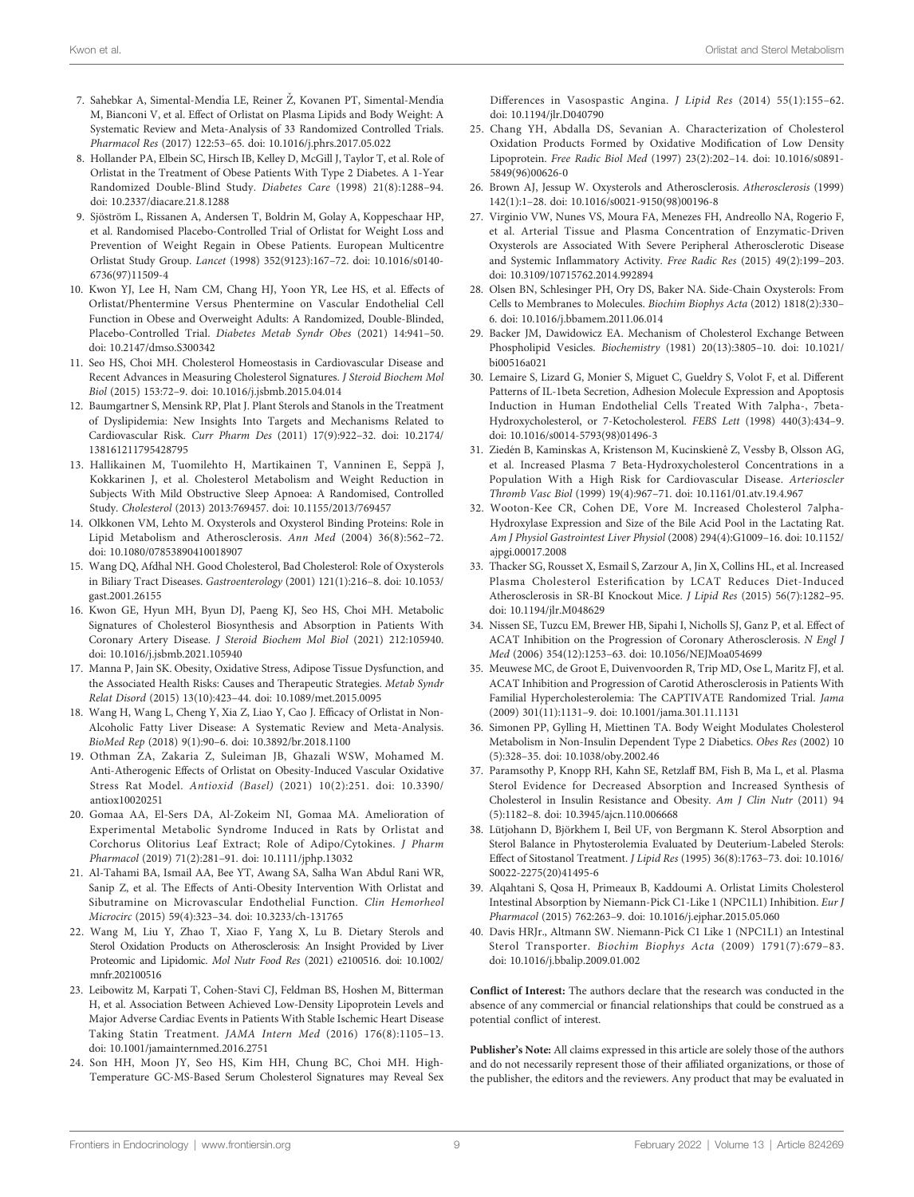7. Sahebkar A, Simental-Mendía LE, Reiner Ž, Kovanen PT, Simental-Mendía M, Bianconi V, et al. Effect of Orlistat on Plasma Lipids and Body Weight: A Systematic Review and Meta-Analysis of 33 Randomized Controlled Trials. *Pharmacol Res* (2017) 122:53–65. doi: 10.1016/j.phrs.2017.05.022
8. Hollander PA, Elbein SC, Hirsch IB, Kelley D, McGill J, Taylor T, et al. Role of Orlistat in the Treatment of Obese Patients With Type 2 Diabetes. A 1-Year Randomized Double-Blind Study. *Diabetes Care* (1998) 21(8):1288–94. doi: 10.2337/diacare.21.8.1288
9. Sjöström L, Rissanen A, Andersen T, Boldrin M, Golay A, Koppeschaar HP, et al. Randomised Placebo-Controlled Trial of Orlistat for Weight Loss and Prevention of Weight Regain in Obese Patients. European Multicentre Orlistat Study Group. *Lancet* (1998) 352(9123):167–72. doi: 10.1016/s0140-6736(97)11509-4
10. Kwon YJ, Lee H, Nam CM, Chang HJ, Yoon YR, Lee HS, et al. Effects of Orlistat/Phentermine Versus Phentermine on Vascular Endothelial Cell Function in Obese and Overweight Adults: A Randomized, Double-Blinded, Placebo-Controlled Trial. *Diabetes Metab Syndr Obes* (2021) 14:941–50. doi: 10.2147/dmso.S300342
11. Seo HS, Choi MH. Cholesterol Homeostasis in Cardiovascular Disease and Recent Advances in Measuring Cholesterol Signatures. *J Steroid Biochem Mol Biol* (2015) 153:72–9. doi: 10.1016/j.jsbmb.2015.04.014
12. Baumgartner S, Mensink RP, Plat J. Plant Sterols and Stanols in the Treatment of Dyslipidemia: New Insights Into Targets and Mechanisms Related to Cardiovascular Risk. *Curr Pharm Des* (2011) 17(9):922–32. doi: 10.2174/138161211795428795
13. Hallikainen M, Tuomilehto H, Martikainen T, Vanninen E, Seppä J, Kokkarinen J, et al. Cholesterol Metabolism and Weight Reduction in Subjects With Mild Obstructive Sleep Apnoea: A Randomised, Controlled Study. *Cholesterol* (2013) 2013:769457. doi: 10.1155/2013/769457
14. Olkkonen VM, Lehto M. Oxysterols and Oxysterol Binding Proteins: Role in Lipid Metabolism and Atherosclerosis. *Ann Med* (2004) 36(8):562–72. doi: 10.1080/07853890410018907
15. Wang DQ, Afdhal NH. Good Cholesterol, Bad Cholesterol: Role of Oxysterols in Biliary Tract Diseases. *Gastroenterology* (2001) 121(1):216–8. doi: 10.1053/gast.2001.26155
16. Kwon GE, Hyun MH, Byun DJ, Paeng KJ, Seo HS, Choi MH. Metabolic Signatures of Cholesterol Biosynthesis and Absorption in Patients With Coronary Artery Disease. *J Steroid Biochem Mol Biol* (2021) 212:105940. doi: 10.1016/j.jsbmb.2021.105940
17. Manna P, Jain SK. Obesity, Oxidative Stress, Adipose Tissue Dysfunction, and the Associated Health Risks: Causes and Therapeutic Strategies. *Metab Syndr Relat Disord* (2015) 13(10):423–44. doi: 10.1089/met.2015.0095
18. Wang H, Wang L, Cheng Y, Xia Z, Liao Y, Cao J. Efficacy of Orlistat in Non-Alcoholic Fatty Liver Disease: A Systematic Review and Meta-Analysis. *BioMed Rep* (2018) 9(1):90–6. doi: 10.3892/br.2018.1100
19. Othman ZA, Zakaria Z, Suleiman JB, Ghazali WSW, Mohamed M. Anti-Atherogenic Effects of Orlistat on Obesity-Induced Vascular Oxidative Stress Rat Model. *Antioxid (Basel)* (2021) 10(2):251. doi: 10.3390/antiox10020251
20. Gomaa AA, El-Sers DA, Al-Zokeim NI, Gomaa MA. Amelioration of Experimental Metabolic Syndrome Induced in Rats by Orlistat and Corchorus Olitorius Leaf Extract; Role of Adipo/Cytokines. *J Pharm Pharmacol* (2019) 71(2):281–91. doi: 10.1111/jphp.13032
21. Al-Tahami BA, Ismail AA, Bee YT, Awang SA, Salha Wan Abdul Rani WR, Sanip Z, et al. The Effects of Anti-Obesity Intervention With Orlistat and Sibutramine on Microvascular Endothelial Function. *Clin Hemorheol Microcirc* (2015) 59(4):323–34. doi: 10.3233/ch-131765
22. Wang M, Liu Y, Zhao T, Xiao F, Yang X, Lu B. Dietary Sterols and Sterol Oxidation Products on Atherosclerosis: An Insight Provided by Liver Proteomic and Lipidomic. *Mol Nutr Food Res* (2021) e2100516. doi: 10.1002/mnfr.202100516
23. Leibowitz M, Karpati T, Cohen-Stavi CJ, Feldman BS, Hoshen M, Bitterman H, et al. Association Between Achieved Low-Density Lipoprotein Levels and Major Adverse Cardiac Events in Patients With Stable Ischemic Heart Disease Taking Statin Treatment. *JAMA Intern Med* (2016) 176(8):1105–13. doi: 10.1001/jamainternmed.2016.2751
24. Son HH, Moon JY, Seo HS, Kim HH, Chung BC, Choi MH. High-Temperature GC-MS-Based Serum Cholesterol Signatures may Reveal Sex Differences in Vasospastic Angina. *J Lipid Res* (2014) 55(1):155–62. doi: 10.1194/jlr.D040790
25. Chang YH, Abdalla DS, Sevanian A. Characterization of Cholesterol Oxidation Products Formed by Oxidative Modification of Low Density Lipoprotein. *Free Radic Biol Med* (1997) 23(2):202–14. doi: 10.1016/s0891-5849(96)00626-0
26. Brown AJ, Jessup W. Oxysterols and Atherosclerosis. *Atherosclerosis* (1999) 142(1):1–28. doi: 10.1016/s0021-9150(98)00196-8
27. Virginio VW, Nunes VS, Moura FA, Menezes FH, Andreollo NA, Rogerio F, et al. Arterial Tissue and Plasma Concentration of Enzymatic-Driven Oxysterols are Associated With Severe Peripheral Atherosclerotic Disease and Systemic Inflammatory Activity. *Free Radic Res* (2015) 49(2):199–203. doi: 10.3109/10715762.2014.992894
28. Olsen BN, Schlesinger PH, Ory DS, Baker NA. Side-Chain Oxysterols: From Cells to Membranes to Molecules. *Biochim Biophys Acta* (2012) 1818(2):330–6. doi: 10.1016/j.bbamem.2011.06.014
29. Backer JM, Dawidowicz EA. Mechanism of Cholesterol Exchange Between Phospholipid Vesicles. *Biochemistry* (1981) 20(13):3805–10. doi: 10.1021/bi00516a021
30. Lemaire S, Lizard G, Monier S, Miguet C, Gueldry S, Volot F, et al. Different Patterns of IL-1beta Secretion, Adhesion Molecule Expression and Apoptosis Induction in Human Endothelial Cells Treated With 7alpha-, 7beta-Hydroxycholesterol, or 7-Ketocholesterol. *FEBS Lett* (1998) 440(3):434–9. doi: 10.1016/s0014-5793(98)01496-3
31. Ziedén B, Kaminskas A, Kristenson M, Kucinskienê Z, Vessby B, Olsson AG, et al. Increased Plasma 7 Beta-Hydroxycholesterol Concentrations in a Population With a High Risk for Cardiovascular Disease. *Arterioscler Thromb Vasc Biol* (1999) 19(4):967–71. doi: 10.1161/01.atv.19.4.967
32. Wooton-Kee CR, Cohen DE, Vore M. Increased Cholesterol 7alpha-Hydroxylase Expression and Size of the Bile Acid Pool in the Lactating Rat. *Am J Physiol Gastrointest Liver Physiol* (2008) 294(4):G1009–16. doi: 10.1152/ajpgi.00017.2008
33. Thacker SG, Rousset X, Esmail S, Zarzour A, Jin X, Collins HL, et al. Increased Plasma Cholesterol Esterification by LCAT Reduces Diet-Induced Atherosclerosis in SR-BI Knockout Mice. *J Lipid Res* (2015) 56(7):1282–95. doi: 10.1194/jlr.M048629
34. Nissen SE, Tuzcu EM, Brewer HB, Sipahi I, Nicholls SJ, Ganz P, et al. Effect of ACAT Inhibition on the Progression of Coronary Atherosclerosis. *N Engl J Med* (2006) 354(12):1253–63. doi: 10.1056/NEJMoa054699
35. Meuwese MC, de Groot E, Duivenvoorden R, Trip MD, Ose L, Maritz FJ, et al. ACAT Inhibition and Progression of Carotid Atherosclerosis in Patients With Familial Hypercholesterolemia: The CAPTIVATE Randomized Trial. *Jama* (2009) 301(11):1131–9. doi: 10.1001/jama.301.11.1131
36. Simonen PP, Gylling H, Miettinen TA. Body Weight Modulates Cholesterol Metabolism in Non-Insulin Dependent Type 2 Diabetics. *Obes Res* (2002) 10 (5):328–35. doi: 10.1038/oby.2002.46
37. Paramsothy P, Knopp RH, Kahn SE, Retzlaff BM, Fish B, Ma L, et al. Plasma Sterol Evidence for Decreased Absorption and Increased Synthesis of Cholesterol in Insulin Resistance and Obesity. *Am J Clin Nutr* (2011) 94 (5):1182–8. doi: 10.3945/ajcn.110.006668
38. Lütjohann D, Björkhem I, Beil UF, von Bergmann K. Sterol Absorption and Sterol Balance in Phytosterolemia Evaluated by Deuterium-Labeled Sterols: Effect of Sitostanol Treatment. *J Lipid Res* (1995) 36(8):1763–73. doi: 10.1016/S0022-2275(20)41495-6
39. Alqahtani S, Qosa H, Primeaux B, Kaddoumi A. Orlistat Limits Cholesterol Intestinal Absorption by Niemann-Pick C1-Like 1 (NPC1L1) Inhibition. *Eur J Pharmacol* (2015) 762:263–9. doi: 10.1016/j.ejphar.2015.05.060
40. Davis HRJr., Altmann SW. Niemann-Pick C1 Like 1 (NPC1L1) an Intestinal Sterol Transporter. *Biochim Biophys Acta* (2009) 1791(7):679–83. doi: 10.1016/j.bbalip.2009.01.002

**Conflict of Interest:** The authors declare that the research was conducted in the absence of any commercial or financial relationships that could be construed as a potential conflict of interest.

**Publisher's Note:** All claims expressed in this article are solely those of the authors and do not necessarily represent those of their affiliated organizations, or those of the publisher, the editors and the reviewers. Any product that may be evaluated in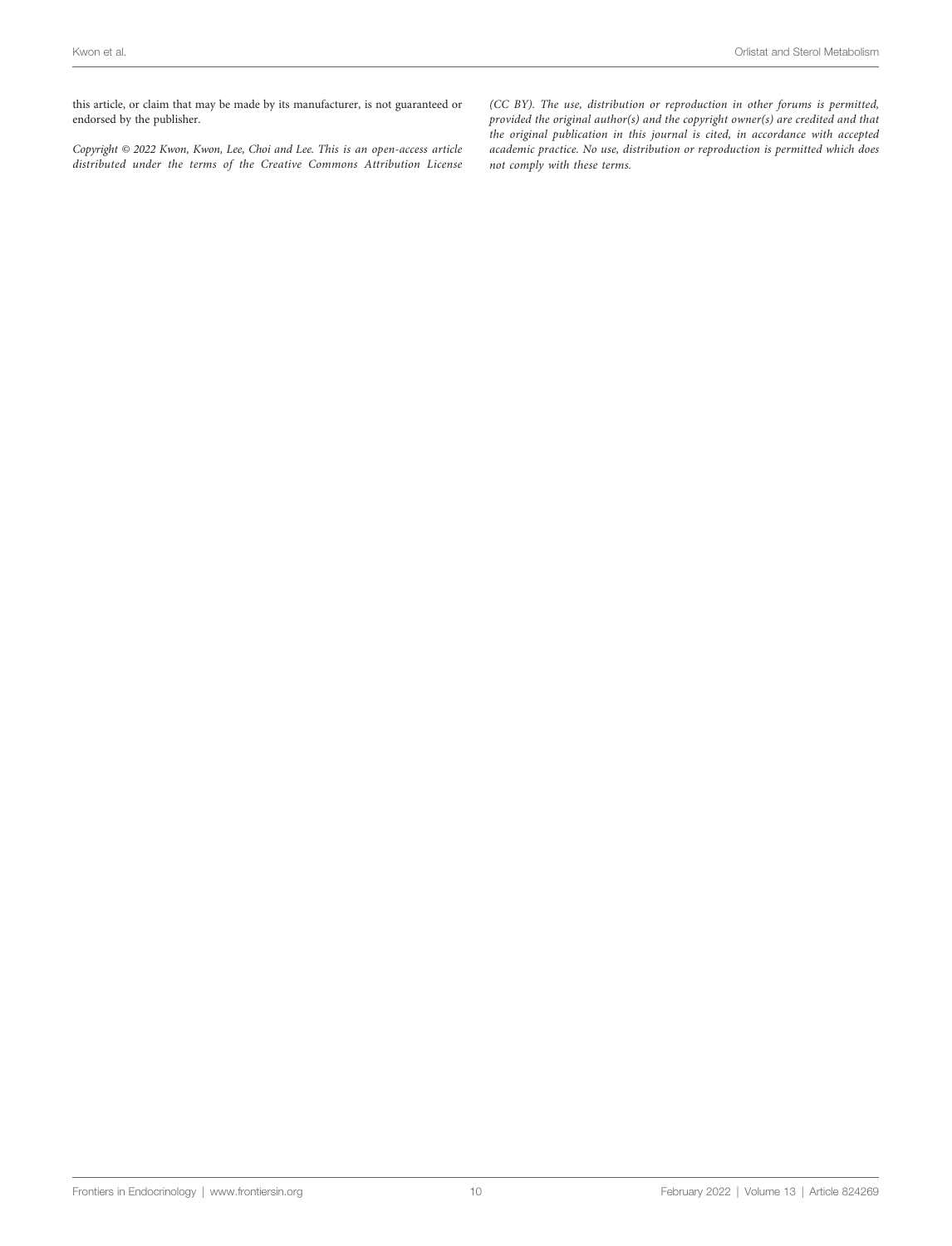this article, or claim that may be made by its manufacturer, is not guaranteed or endorsed by the publisher.

*Copyright © 2022 Kwon, Kwon, Lee, Choi and Lee. This is an open-access article distributed under the terms of the Creative Commons Attribution License (CC BY). The use, distribution or reproduction in other forums is permitted, provided the original author(s) and the copyright owner(s) are credited and that the original publication in this journal is cited, in accordance with accepted academic practice. No use, distribution or reproduction is permitted which does not comply with these terms.*